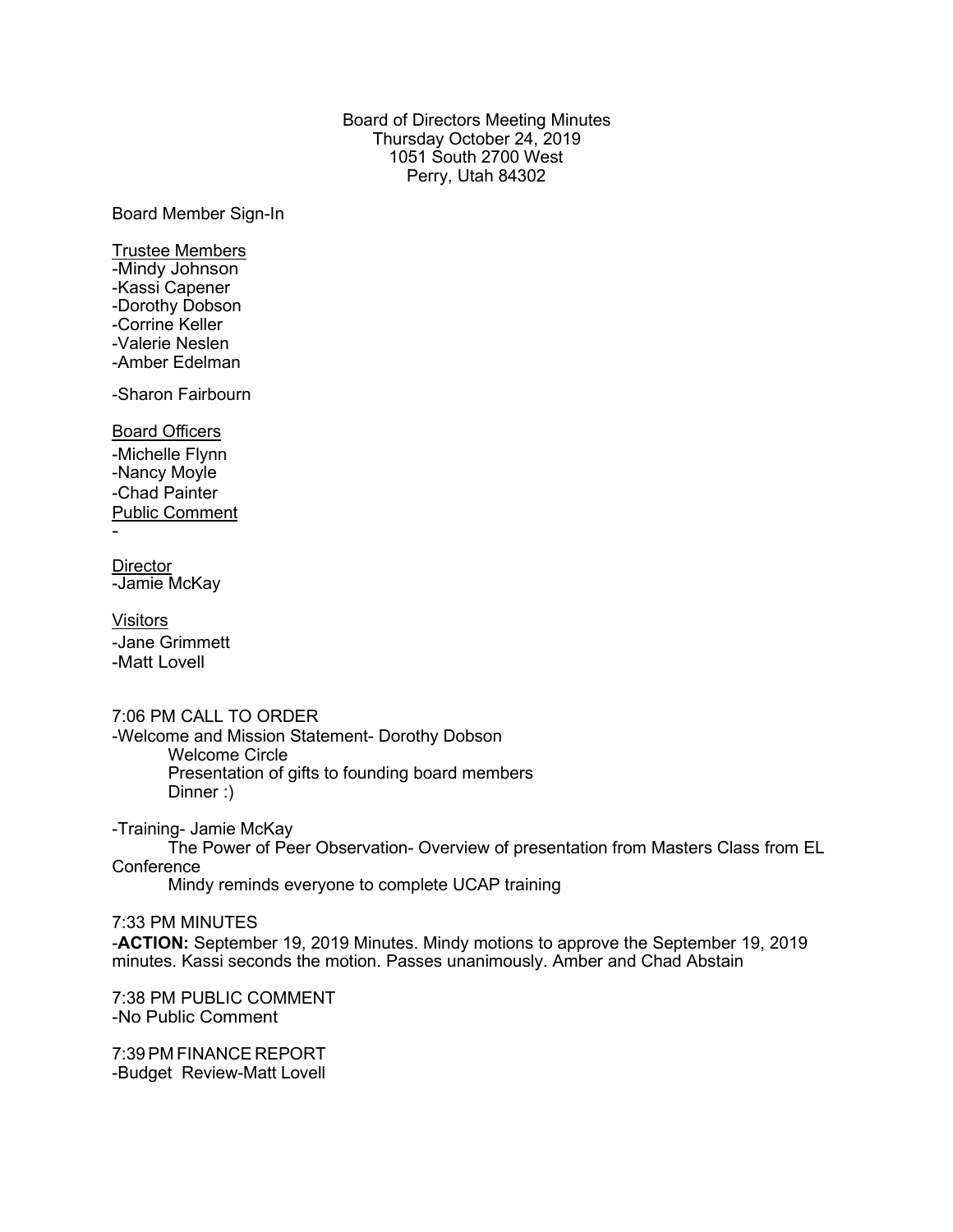Board of Directors Meeting Minutes
Thursday October 24, 2019
1051 South 2700 West
Perry, Utah 84302

Board Member Sign-In

Trustee Members
-Mindy Johnson
-Kassi Capener
-Dorothy Dobson
-Corrine Keller
-Valerie Neslen
-Amber Edelman

-Sharon Fairbourn

Board Officers
-Michelle Flynn
-Nancy Moyle
-Chad Painter

Public Comment
-

Director
-Jamie McKay

Visitors
-Jane Grimmett
-Matt Lovell

7:06 PM CALL TO ORDER
-Welcome and Mission Statement- Dorothy Dobson
Welcome Circle
Presentation of gifts to founding board members
Dinner :)

-Training- Jamie McKay
The Power of Peer Observation- Overview of presentation from Masters Class from EL Conference
Mindy reminds everyone to complete UCAP training

7:33 PM MINUTES
-**ACTION:** September 19, 2019 Minutes. Mindy motions to approve the September 19, 2019 minutes. Kassi seconds the motion. Passes unanimously. Amber and Chad Abstain

7:38 PM PUBLIC COMMENT
-No Public Comment

7:39 PM FINANCE REPORT
-Budget Review-Matt Lovell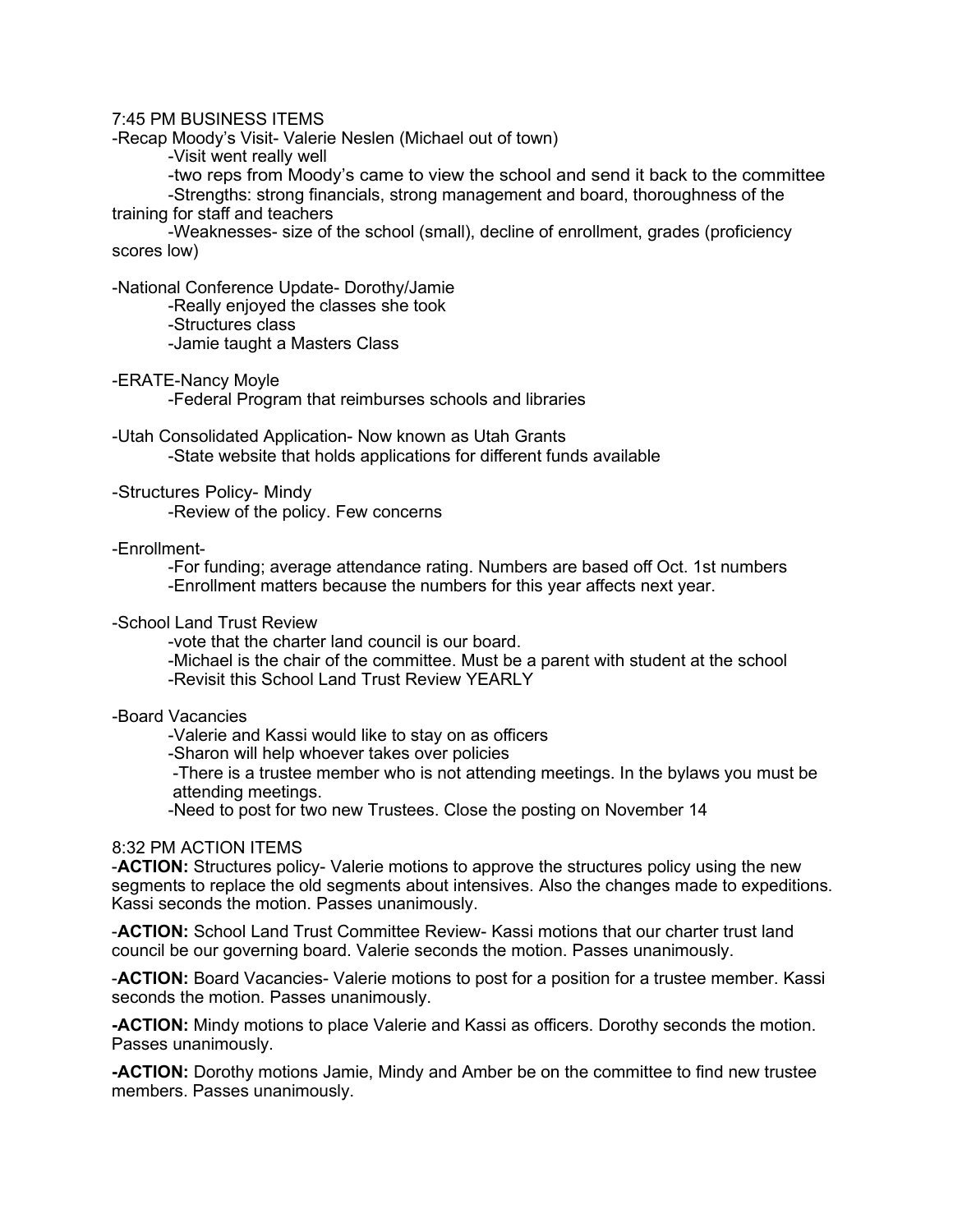7:45 PM BUSINESS ITEMS

-Recap Moody's Visit- Valerie Neslen (Michael out of town)

- -Visit went really well
- -two reps from Moody's came to view the school and send it back to the committee
- -Strengths: strong financials, strong management and board, thoroughness of the training for staff and teachers
- -Weaknesses- size of the school (small), decline of enrollment, grades (proficiency scores low)

-National Conference Update- Dorothy/Jamie

- -Really enjoyed the classes she took
- -Structures class
- -Jamie taught a Masters Class

-ERATE-Nancy Moyle

- -Federal Program that reimburses schools and libraries

-Utah Consolidated Application- Now known as Utah Grants

- -State website that holds applications for different funds available

-Structures Policy- Mindy

- -Review of the policy. Few concerns

-Enrollment-

- -For funding; average attendance rating. Numbers are based off Oct. 1st numbers
- -Enrollment matters because the numbers for this year affects next year.

-School Land Trust Review

- -vote that the charter land council is our board.
- -Michael is the chair of the committee. Must be a parent with student at the school
- -Revisit this School Land Trust Review YEARLY

-Board Vacancies

- -Valerie and Kassi would like to stay on as officers
- -Sharon will help whoever takes over policies
- -There is a trustee member who is not attending meetings. In the bylaws you must be attending meetings.
- -Need to post for two new Trustees. Close the posting on November 14

8:32 PM ACTION ITEMS

-**ACTION:** Structures policy- Valerie motions to approve the structures policy using the new segments to replace the old segments about intensives. Also the changes made to expeditions. Kassi seconds the motion. Passes unanimously.

-**ACTION:** School Land Trust Committee Review- Kassi motions that our charter trust land council be our governing board. Valerie seconds the motion. Passes unanimously.

-**ACTION:** Board Vacancies- Valerie motions to post for a position for a trustee member. Kassi seconds the motion. Passes unanimously.

**-ACTION:** Mindy motions to place Valerie and Kassi as officers. Dorothy seconds the motion. Passes unanimously.

**-ACTION:** Dorothy motions Jamie, Mindy and Amber be on the committee to find new trustee members. Passes unanimously.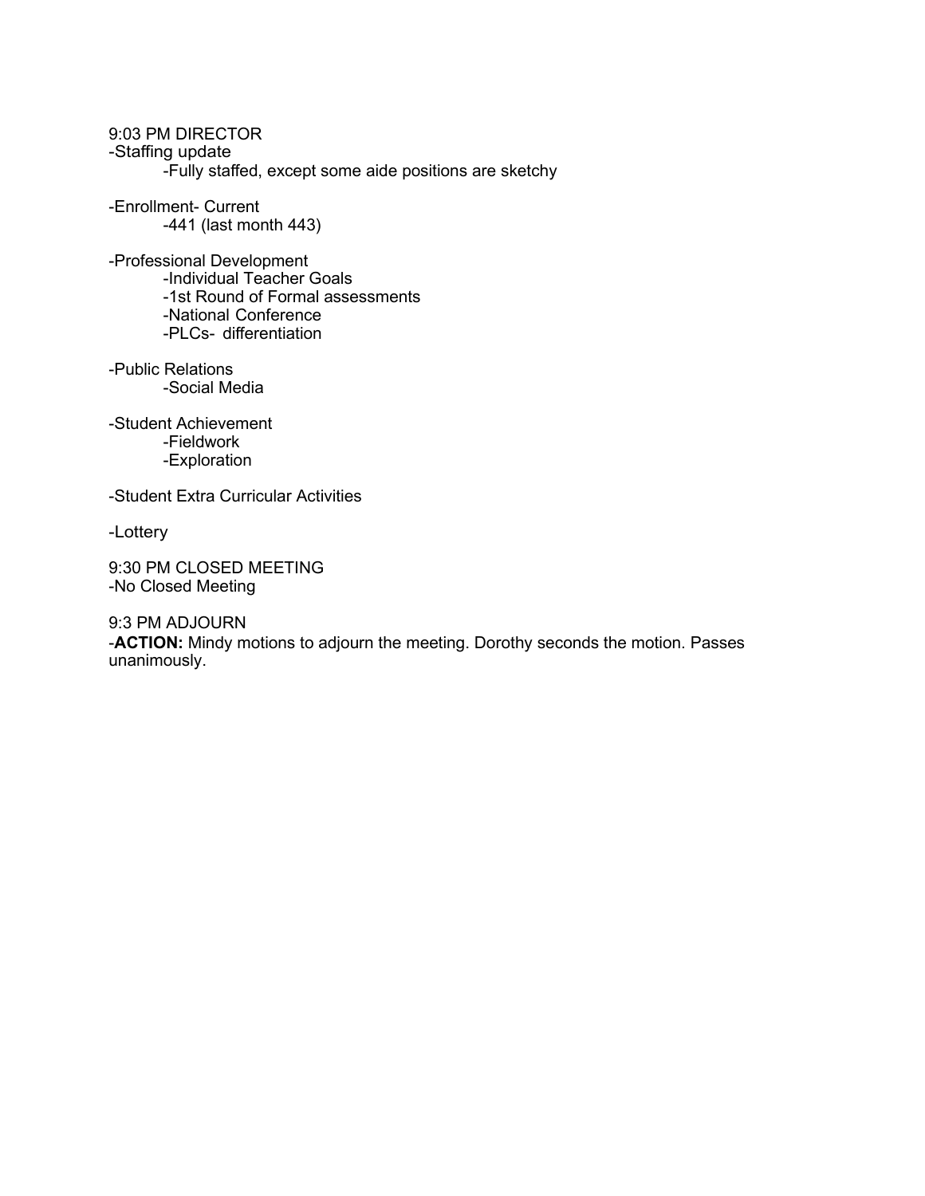9:03 PM DIRECTOR

-Staffing update

- -Fully staffed, except some aide positions are sketchy

-Enrollment- Current

- -441 (last month 443)

-Professional Development

- -Individual Teacher Goals
- -1st Round of Formal assessments
- -National Conference
- -PLCs- differentiation

-Public Relations

- -Social Media

-Student Achievement

- -Fieldwork
- -Exploration

-Student Extra Curricular Activities

-Lottery

9:30 PM CLOSED MEETING

-No Closed Meeting

9:3 PM ADJOURN

-**ACTION:** Mindy motions to adjourn the meeting. Dorothy seconds the motion. Passes unanimously.